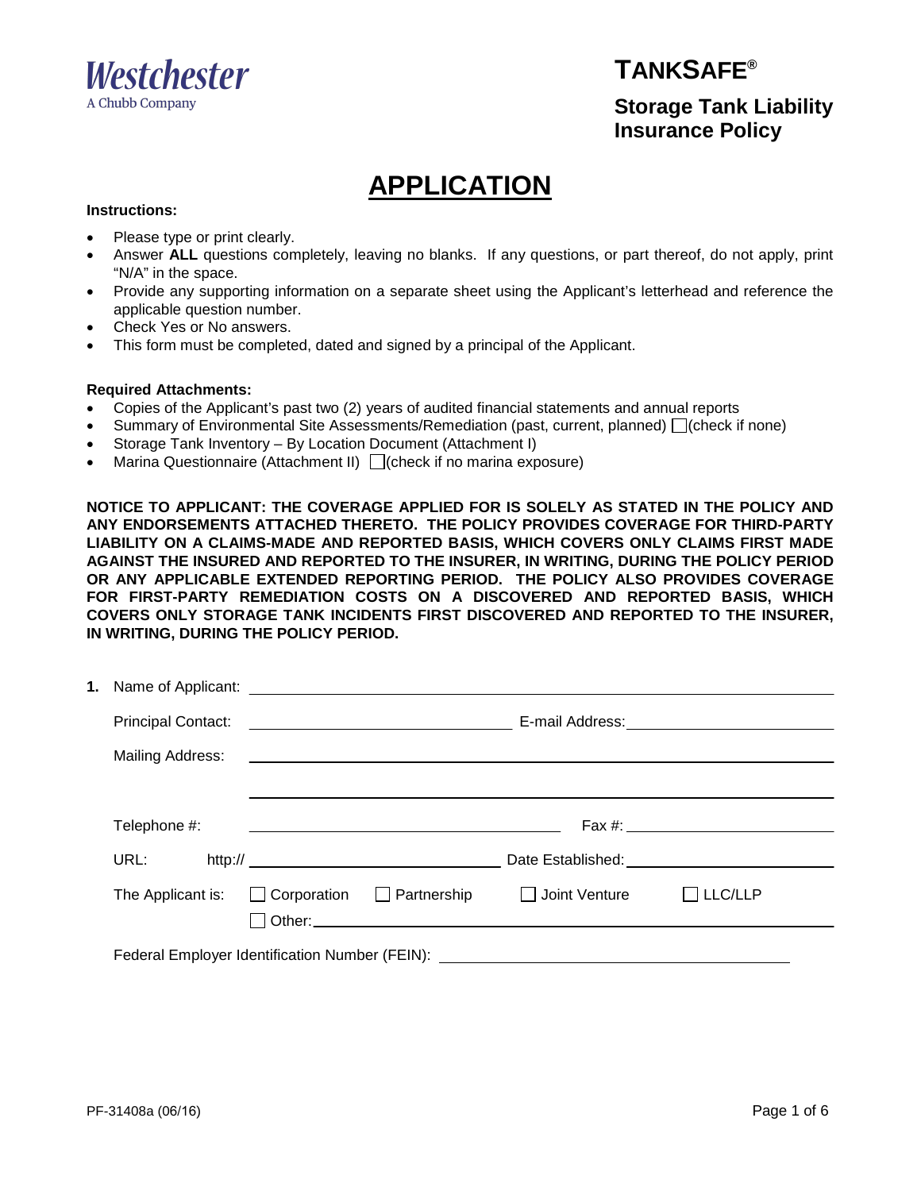Westchester
A Chubb Company

# TANKSAFE®

## Storage Tank Liability Insurance Policy

# APPLICATION

**Instructions:**

- Please type or print clearly.
- Answer **ALL** questions completely, leaving no blanks. If any questions, or part thereof, do not apply, print "N/A" in the space.
- Provide any supporting information on a separate sheet using the Applicant's letterhead and reference the applicable question number.
- Check Yes or No answers.
- This form must be completed, dated and signed by a principal of the Applicant.

**Required Attachments:**

- Copies of the Applicant's past two (2) years of audited financial statements and annual reports
- Summary of Environmental Site Assessments/Remediation (past, current, planned) ☐(check if none)
- Storage Tank Inventory – By Location Document (Attachment I)
- Marina Questionnaire (Attachment II) ☐(check if no marina exposure)

**NOTICE TO APPLICANT: THE COVERAGE APPLIED FOR IS SOLELY AS STATED IN THE POLICY AND ANY ENDORSEMENTS ATTACHED THERETO. THE POLICY PROVIDES COVERAGE FOR THIRD-PARTY LIABILITY ON A CLAIMS-MADE AND REPORTED BASIS, WHICH COVERS ONLY CLAIMS FIRST MADE AGAINST THE INSURED AND REPORTED TO THE INSURER, IN WRITING, DURING THE POLICY PERIOD OR ANY APPLICABLE EXTENDED REPORTING PERIOD. THE POLICY ALSO PROVIDES COVERAGE FOR FIRST-PARTY REMEDIATION COSTS ON A DISCOVERED AND REPORTED BASIS, WHICH COVERS ONLY STORAGE TANK INCIDENTS FIRST DISCOVERED AND REPORTED TO THE INSURER, IN WRITING, DURING THE POLICY PERIOD.**

**1.** Name of Applicant: ____________________

Principal Contact: ____________________ E-mail Address: ____________________

Mailing Address: ____________________

____________________

Telephone #: ____________________ Fax #: ____________________

URL: http:// ____________________ Date Established: ____________________

The Applicant is: ☐ Corporation ☐ Partnership ☐ Joint Venture ☐ LLC/LLP

☐ Other: ____________________

Federal Employer Identification Number (FEIN): ____________________

PF-31408a (06/16)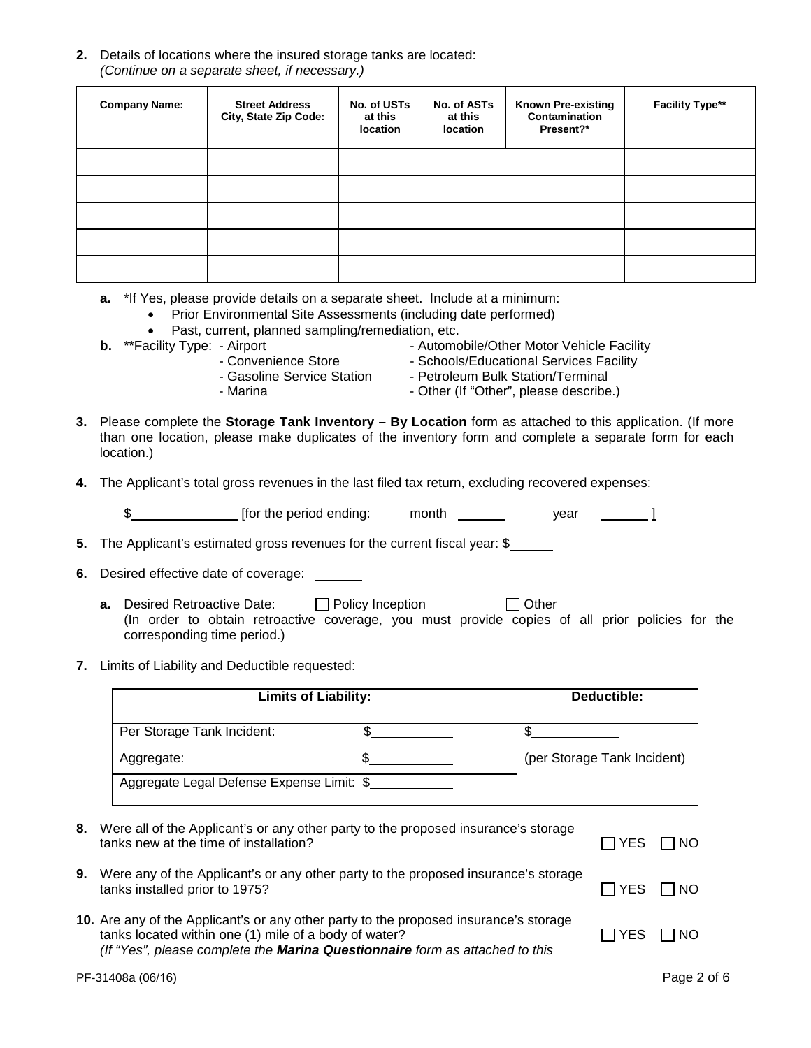**2.** Details of locations where the insured storage tanks are located:
*(Continue on a separate sheet, if necessary.)*

| Company Name: | Street Address City, State Zip Code: | No. of USTs at this location | No. of ASTs at this location | Known Pre-existing Contamination Present?* | Facility Type** |
|---|---|---|---|---|---|
| | | | | | |
| | | | | | |
| | | | | | |
| | | | | | |
| | | | | | |

**a.** *If Yes, please provide details on a separate sheet. Include at a minimum:
- Prior Environmental Site Assessments (including date performed)
- Past, current, planned sampling/remediation, etc.

**b.** **Facility Type:
- Airport
- Convenience Store
- Gasoline Service Station
- Marina
- Automobile/Other Motor Vehicle Facility
- Schools/Educational Services Facility
- Petroleum Bulk Station/Terminal
- Other (If "Other", please describe.)

**3.** Please complete the **Storage Tank Inventory – By Location** form as attached to this application. (If more than one location, please make duplicates of the inventory form and complete a separate form for each location.)

**4.** The Applicant's total gross revenues in the last filed tax return, excluding recovered expenses:

$\_\_\_\_\_\_\_\_\_\_ [for the period ending: month \_\_\_\_\_\_ year \_\_\_\_\_\_ ]

**5.** The Applicant's estimated gross revenues for the current fiscal year: $\_\_\_\_\_\_

**6.** Desired effective date of coverage: \_\_\_\_\_\_

**a.** Desired Retroactive Date: ☐ Policy Inception ☐ Other \_\_\_\_\_
(In order to obtain retroactive coverage, you must provide copies of all prior policies for the corresponding time period.)

**7.** Limits of Liability and Deductible requested:

| Limits of Liability: | | Deductible: |
|---|---|---|
| Per Storage Tank Incident: | $\_\_\_\_\_\_\_\_\_\_ | $\_\_\_\_\_\_\_\_\_\_ |
| Aggregate: | $\_\_\_\_\_\_\_\_\_\_ | (per Storage Tank Incident) |
| Aggregate Legal Defense Expense Limit: | $\_\_\_\_\_\_\_\_\_\_ | |

**8.** Were all of the Applicant's or any other party to the proposed insurance's storage tanks new at the time of installation? ☐ YES ☐ NO

**9.** Were any of the Applicant's or any other party to the proposed insurance's storage tanks installed prior to 1975? ☐ YES ☐ NO

**10.** Are any of the Applicant's or any other party to the proposed insurance's storage tanks located within one (1) mile of a body of water? ☐ YES ☐ NO
*(If "Yes", please complete the **Marina Questionnaire** form as attached to this*

PF-31408a (06/16)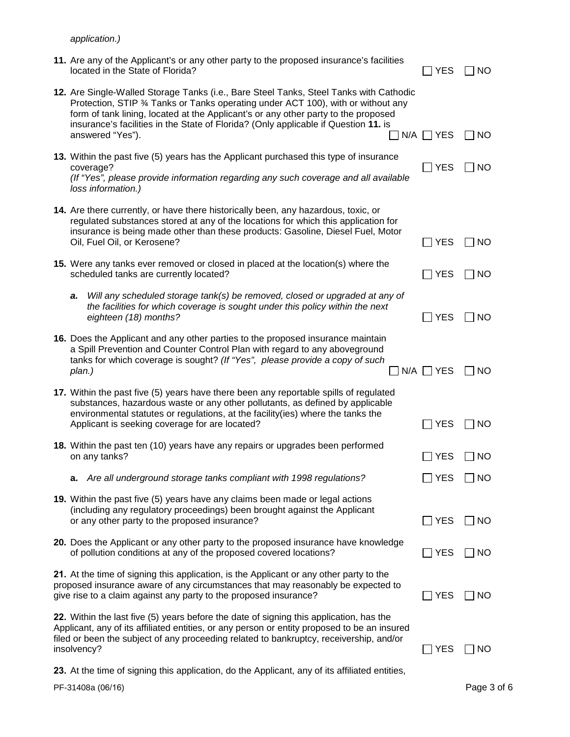*application.)*

**11.** Are any of the Applicant's or any other party to the proposed insurance's facilities located in the State of Florida? ☐ YES ☐ NO

**12.** Are Single-Walled Storage Tanks (i.e., Bare Steel Tanks, Steel Tanks with Cathodic Protection, STIP ¾ Tanks or Tanks operating under ACT 100), with or without any form of tank lining, located at the Applicant's or any other party to the proposed insurance's facilities in the State of Florida? (Only applicable if Question **11.** is answered "Yes"). ☐ N/A ☐ YES ☐ NO

**13.** Within the past five (5) years has the Applicant purchased this type of insurance coverage? ☐ YES ☐ NO
*(If "Yes", please provide information regarding any such coverage and all available loss information.)*

**14.** Are there currently, or have there historically been, any hazardous, toxic, or regulated substances stored at any of the locations for which this application for insurance is being made other than these products: Gasoline, Diesel Fuel, Motor Oil, Fuel Oil, or Kerosene? ☐ YES ☐ NO

**15.** Were any tanks ever removed or closed in placed at the location(s) where the scheduled tanks are currently located? ☐ YES ☐ NO

- ***a.*** *Will any scheduled storage tank(s) be removed, closed or upgraded at any of the facilities for which coverage is sought under this policy within the next eighteen (18) months?* ☐ YES ☐ NO

**16.** Does the Applicant and any other parties to the proposed insurance maintain a Spill Prevention and Counter Control Plan with regard to any aboveground tanks for which coverage is sought? *(If "Yes", please provide a copy of such plan.)* ☐ N/A ☐ YES ☐ NO

**17.** Within the past five (5) years have there been any reportable spills of regulated substances, hazardous waste or any other pollutants, as defined by applicable environmental statutes or regulations, at the facility(ies) where the tanks the Applicant is seeking coverage for are located? ☐ YES ☐ NO

**18.** Within the past ten (10) years have any repairs or upgrades been performed on any tanks? ☐ YES ☐ NO

- **a.** *Are all underground storage tanks compliant with 1998 regulations?* ☐ YES ☐ NO

**19.** Within the past five (5) years have any claims been made or legal actions (including any regulatory proceedings) been brought against the Applicant or any other party to the proposed insurance? ☐ YES ☐ NO

**20.** Does the Applicant or any other party to the proposed insurance have knowledge of pollution conditions at any of the proposed covered locations? ☐ YES ☐ NO

**21.** At the time of signing this application, is the Applicant or any other party to the proposed insurance aware of any circumstances that may reasonably be expected to give rise to a claim against any party to the proposed insurance? ☐ YES ☐ NO

**22.** Within the last five (5) years before the date of signing this application, has the Applicant, any of its affiliated entities, or any person or entity proposed to be an insured filed or been the subject of any proceeding related to bankruptcy, receivership, and/or insolvency? ☐ YES ☐ NO

**23.** At the time of signing this application, do the Applicant, any of its affiliated entities,

PF-31408a (06/16)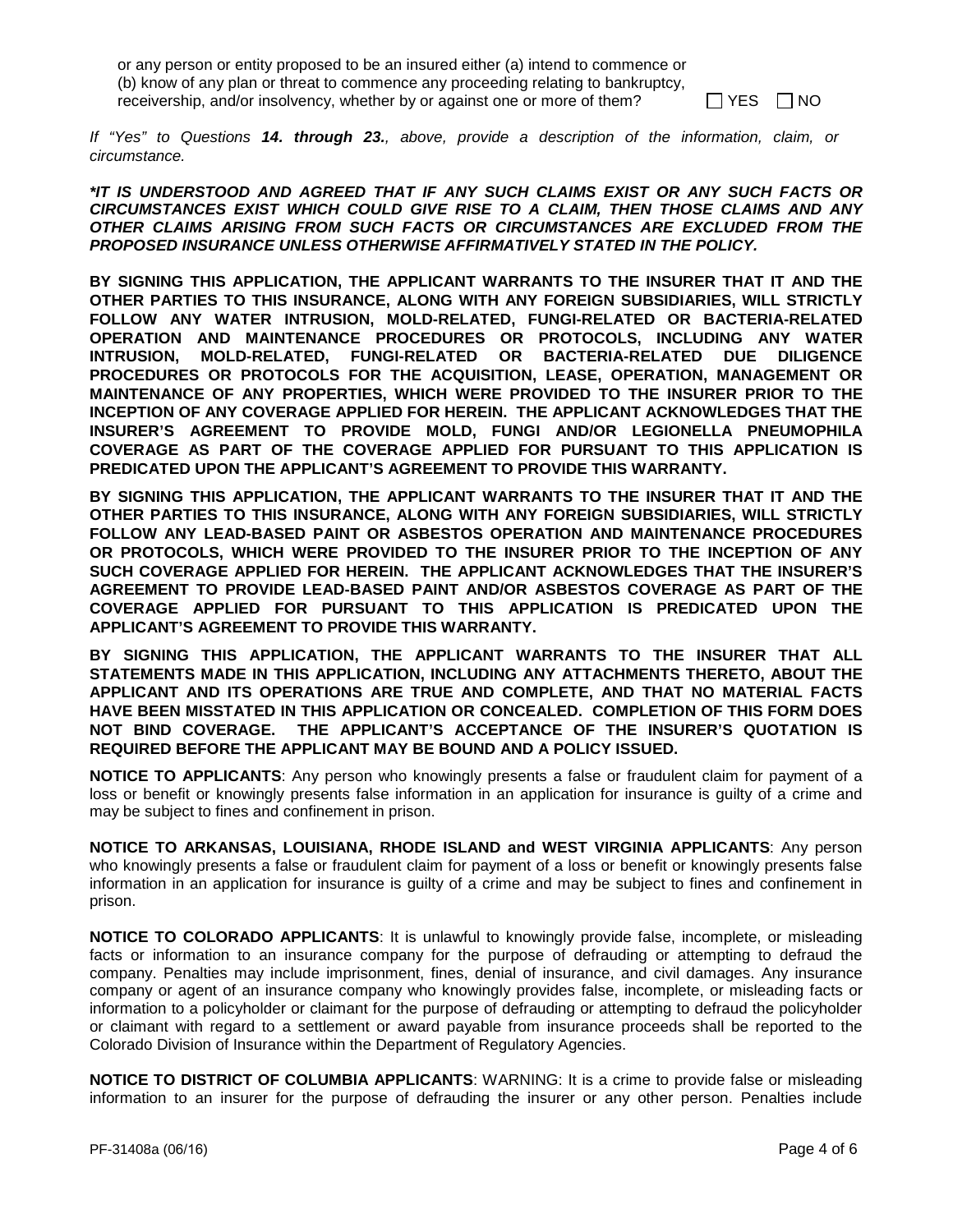or any person or entity proposed to be an insured either (a) intend to commence or (b) know of any plan or threat to commence any proceeding relating to bankruptcy, receivership, and/or insolvency, whether by or against one or more of them? ☐ YES ☐ NO

*If "Yes" to Questions **14. through 23.**, above, provide a description of the information, claim, or circumstance.*

***\*IT IS UNDERSTOOD AND AGREED THAT IF ANY SUCH CLAIMS EXIST OR ANY SUCH FACTS OR CIRCUMSTANCES EXIST WHICH COULD GIVE RISE TO A CLAIM, THEN THOSE CLAIMS AND ANY OTHER CLAIMS ARISING FROM SUCH FACTS OR CIRCUMSTANCES ARE EXCLUDED FROM THE PROPOSED INSURANCE UNLESS OTHERWISE AFFIRMATIVELY STATED IN THE POLICY.***

**BY SIGNING THIS APPLICATION, THE APPLICANT WARRANTS TO THE INSURER THAT IT AND THE OTHER PARTIES TO THIS INSURANCE, ALONG WITH ANY FOREIGN SUBSIDIARIES, WILL STRICTLY FOLLOW ANY WATER INTRUSION, MOLD-RELATED, FUNGI-RELATED OR BACTERIA-RELATED OPERATION AND MAINTENANCE PROCEDURES OR PROTOCOLS, INCLUDING ANY WATER INTRUSION, MOLD-RELATED, FUNGI-RELATED OR BACTERIA-RELATED DUE DILIGENCE PROCEDURES OR PROTOCOLS FOR THE ACQUISITION, LEASE, OPERATION, MANAGEMENT OR MAINTENANCE OF ANY PROPERTIES, WHICH WERE PROVIDED TO THE INSURER PRIOR TO THE INCEPTION OF ANY COVERAGE APPLIED FOR HEREIN. THE APPLICANT ACKNOWLEDGES THAT THE INSURER'S AGREEMENT TO PROVIDE MOLD, FUNGI AND/OR LEGIONELLA PNEUMOPHILA COVERAGE AS PART OF THE COVERAGE APPLIED FOR PURSUANT TO THIS APPLICATION IS PREDICATED UPON THE APPLICANT'S AGREEMENT TO PROVIDE THIS WARRANTY.**

**BY SIGNING THIS APPLICATION, THE APPLICANT WARRANTS TO THE INSURER THAT IT AND THE OTHER PARTIES TO THIS INSURANCE, ALONG WITH ANY FOREIGN SUBSIDIARIES, WILL STRICTLY FOLLOW ANY LEAD-BASED PAINT OR ASBESTOS OPERATION AND MAINTENANCE PROCEDURES OR PROTOCOLS, WHICH WERE PROVIDED TO THE INSURER PRIOR TO THE INCEPTION OF ANY SUCH COVERAGE APPLIED FOR HEREIN. THE APPLICANT ACKNOWLEDGES THAT THE INSURER'S AGREEMENT TO PROVIDE LEAD-BASED PAINT AND/OR ASBESTOS COVERAGE AS PART OF THE COVERAGE APPLIED FOR PURSUANT TO THIS APPLICATION IS PREDICATED UPON THE APPLICANT'S AGREEMENT TO PROVIDE THIS WARRANTY.**

**BY SIGNING THIS APPLICATION, THE APPLICANT WARRANTS TO THE INSURER THAT ALL STATEMENTS MADE IN THIS APPLICATION, INCLUDING ANY ATTACHMENTS THERETO, ABOUT THE APPLICANT AND ITS OPERATIONS ARE TRUE AND COMPLETE, AND THAT NO MATERIAL FACTS HAVE BEEN MISSTATED IN THIS APPLICATION OR CONCEALED. COMPLETION OF THIS FORM DOES NOT BIND COVERAGE. THE APPLICANT'S ACCEPTANCE OF THE INSURER'S QUOTATION IS REQUIRED BEFORE THE APPLICANT MAY BE BOUND AND A POLICY ISSUED.**

**NOTICE TO APPLICANTS**: Any person who knowingly presents a false or fraudulent claim for payment of a loss or benefit or knowingly presents false information in an application for insurance is guilty of a crime and may be subject to fines and confinement in prison.

**NOTICE TO ARKANSAS, LOUISIANA, RHODE ISLAND and WEST VIRGINIA APPLICANTS**: Any person who knowingly presents a false or fraudulent claim for payment of a loss or benefit or knowingly presents false information in an application for insurance is guilty of a crime and may be subject to fines and confinement in prison.

**NOTICE TO COLORADO APPLICANTS**: It is unlawful to knowingly provide false, incomplete, or misleading facts or information to an insurance company for the purpose of defrauding or attempting to defraud the company. Penalties may include imprisonment, fines, denial of insurance, and civil damages. Any insurance company or agent of an insurance company who knowingly provides false, incomplete, or misleading facts or information to a policyholder or claimant for the purpose of defrauding or attempting to defraud the policyholder or claimant with regard to a settlement or award payable from insurance proceeds shall be reported to the Colorado Division of Insurance within the Department of Regulatory Agencies.

**NOTICE TO DISTRICT OF COLUMBIA APPLICANTS**: WARNING: It is a crime to provide false or misleading information to an insurer for the purpose of defrauding the insurer or any other person. Penalties include

PF-31408a (06/16)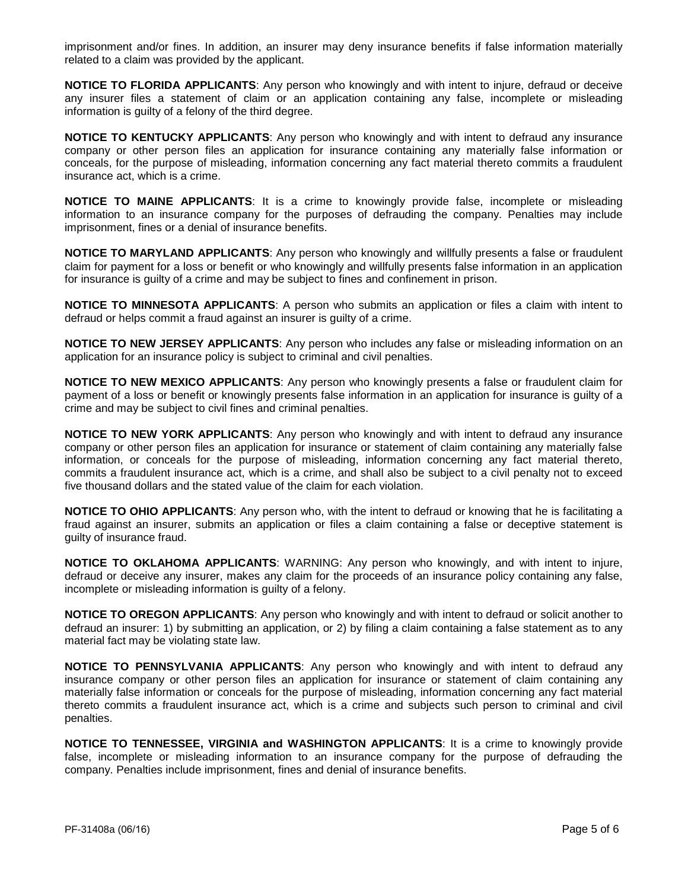imprisonment and/or fines. In addition, an insurer may deny insurance benefits if false information materially related to a claim was provided by the applicant.

**NOTICE TO FLORIDA APPLICANTS**: Any person who knowingly and with intent to injure, defraud or deceive any insurer files a statement of claim or an application containing any false, incomplete or misleading information is guilty of a felony of the third degree.

**NOTICE TO KENTUCKY APPLICANTS**: Any person who knowingly and with intent to defraud any insurance company or other person files an application for insurance containing any materially false information or conceals, for the purpose of misleading, information concerning any fact material thereto commits a fraudulent insurance act, which is a crime.

**NOTICE TO MAINE APPLICANTS**: It is a crime to knowingly provide false, incomplete or misleading information to an insurance company for the purposes of defrauding the company. Penalties may include imprisonment, fines or a denial of insurance benefits.

**NOTICE TO MARYLAND APPLICANTS**: Any person who knowingly and willfully presents a false or fraudulent claim for payment for a loss or benefit or who knowingly and willfully presents false information in an application for insurance is guilty of a crime and may be subject to fines and confinement in prison.

**NOTICE TO MINNESOTA APPLICANTS**: A person who submits an application or files a claim with intent to defraud or helps commit a fraud against an insurer is guilty of a crime.

**NOTICE TO NEW JERSEY APPLICANTS**: Any person who includes any false or misleading information on an application for an insurance policy is subject to criminal and civil penalties.

**NOTICE TO NEW MEXICO APPLICANTS**: Any person who knowingly presents a false or fraudulent claim for payment of a loss or benefit or knowingly presents false information in an application for insurance is guilty of a crime and may be subject to civil fines and criminal penalties.

**NOTICE TO NEW YORK APPLICANTS**: Any person who knowingly and with intent to defraud any insurance company or other person files an application for insurance or statement of claim containing any materially false information, or conceals for the purpose of misleading, information concerning any fact material thereto, commits a fraudulent insurance act, which is a crime, and shall also be subject to a civil penalty not to exceed five thousand dollars and the stated value of the claim for each violation.

**NOTICE TO OHIO APPLICANTS**: Any person who, with the intent to defraud or knowing that he is facilitating a fraud against an insurer, submits an application or files a claim containing a false or deceptive statement is guilty of insurance fraud.

**NOTICE TO OKLAHOMA APPLICANTS**: WARNING: Any person who knowingly, and with intent to injure, defraud or deceive any insurer, makes any claim for the proceeds of an insurance policy containing any false, incomplete or misleading information is guilty of a felony.

**NOTICE TO OREGON APPLICANTS**: Any person who knowingly and with intent to defraud or solicit another to defraud an insurer: 1) by submitting an application, or 2) by filing a claim containing a false statement as to any material fact may be violating state law.

**NOTICE TO PENNSYLVANIA APPLICANTS**: Any person who knowingly and with intent to defraud any insurance company or other person files an application for insurance or statement of claim containing any materially false information or conceals for the purpose of misleading, information concerning any fact material thereto commits a fraudulent insurance act, which is a crime and subjects such person to criminal and civil penalties.

**NOTICE TO TENNESSEE, VIRGINIA and WASHINGTON APPLICANTS**: It is a crime to knowingly provide false, incomplete or misleading information to an insurance company for the purpose of defrauding the company. Penalties include imprisonment, fines and denial of insurance benefits.

PF-31408a (06/16)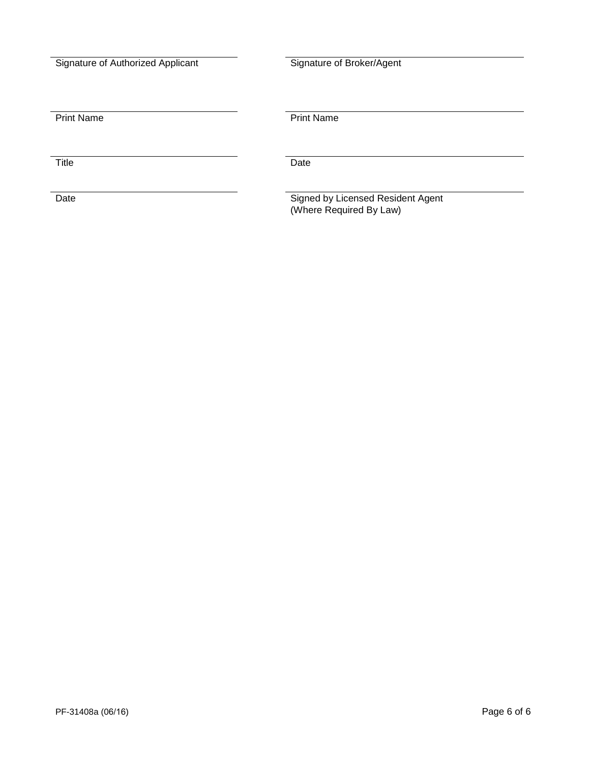| | |
|---|---|
| Signature of Authorized Applicant | Signature of Broker/Agent |
| Print Name | Print Name |
| Title | Date |
| Date | Signed by Licensed Resident Agent (Where Required By Law) |

PF-31408a (06/16)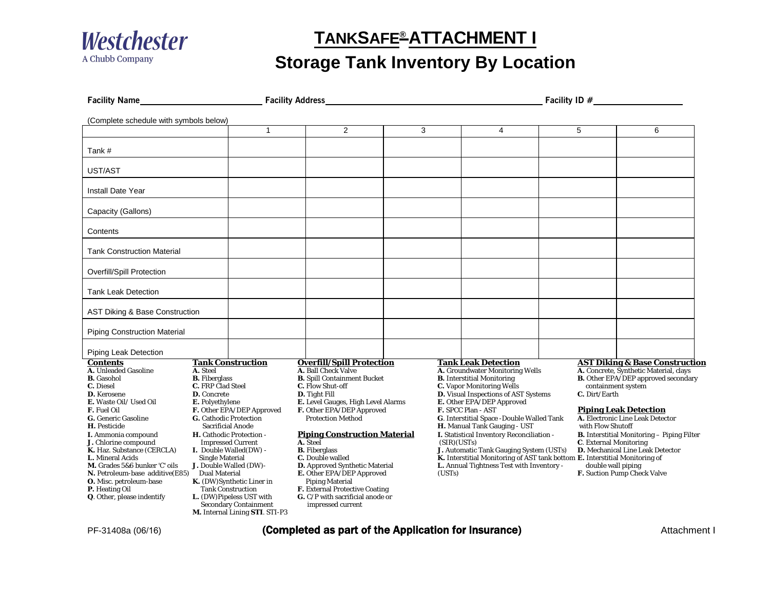Westchester
A Chubb Company

# TANKSAFE® ATTACHMENT I

## Storage Tank Inventory By Location

**Facility Name** ______________________ **Facility Address** ______________________________________ **Facility ID #** ______________

(Complete schedule with symbols below)

| | 1 | 2 | 3 | 4 | 5 | 6 |
|---|---|---|---|---|---|---|
| Tank # | | | | | | |
| UST/AST | | | | | | |
| Install Date Year | | | | | | |
| Capacity (Gallons) | | | | | | |
| Contents | | | | | | |
| Tank Construction Material | | | | | | |
| Overfill/Spill Protection | | | | | | |
| Tank Leak Detection | | | | | | |
| AST Diking & Base Construction | | | | | | |
| Piping Construction Material | | | | | | |
| Piping Leak Detection | | | | | | |

**Contents**
**A.** Unleaded Gasoline
**B.** Gasohol
**C.** Diesel
**D.** Kerosene
**E.** Waste Oil/ Used Oil
**F.** Fuel Oil
**G.** Generic Gasoline
**H.** Pesticide
**I.** Ammonia compound
**J .** Chlorine compound
**K.** Haz. Substance (CERCLA)
**L.** Mineral Acids
**M.** Grades 5&6 bunker 'C' oils
**N.** Petroleum-base additive(E85)
**O.** Misc. petroleum-base
**P.** Heating Oil
**Q**. Other, please indentify

**Tank Construction**
**A.** Steel
**B.** Fiberglass
**C.** FRP Clad Steel
**D.** Concrete
**E.** Polyethylene
**F.** Other EPA/DEP Approved
**G.** Cathodic Protection Sacrificial Anode
**H.** Cathodic Protection - Impressed Current
**I.** Double Walled(DW) - Single Material
**J.** Double Walled (DW)- Dual Material
**K.** (DW)Synthetic Liner in Tank Construction
**L.** (DW)Pipeless UST with Secondary Containment
**M.** Internal Lining **STI**. STI-P3

**Overfill/Spill Protection**
**A.** Ball Check Valve
**B.** Spill Containment Bucket
**C.** Flow Shut-off
**D.** Tight Fill
**E.** Level Gauges, High Level Alarms
**F.** Other EPA/DEP Approved Protection Method

**Piping Construction Material**
**A.** Steel
**B.** Fiberglass
**C.** Double walled
**D.** Approved Synthetic Material
**E.** Other EPA/DEP Approved Piping Material
**F.** External Protective Coating
**G.** C/P with sacrificial anode or impressed current

**Tank Leak Detection**
**A.** Groundwater Monitoring Wells
**B.** Interstitial Monitoring
**C.** Vapor Monitoring Wells
**D.** Visual Inspections of AST Systems
**E.** Other EPA/DEP Approved
**F.** SPCC Plan - AST
**G**. Interstitial Space -Double Walled Tank
**H.** Manual Tank Gauging - UST
**I.** Statistical Inventory Reconciliation - (SIR)(USTs)
**J.** Automatic Tank Gauging System (USTs)
**K.** Interstitial Monitoring of AST tank bottom
**L.** Annual Tightness Test with Inventory - (USTs)

**AST Diking & Base Construction**
**A.** Concrete, Synthetic Material, clays
**B.** Other EPA/DEP approved secondary containment system
**C.** Dirt/Earth

**Piping Leak Detection**
**A.** Electronic Line Leak Detector with Flow Shutoff
**B.** Interstitial Monitoring – Piping Filter
**C**. External Monitoring
**D.** Mechanical Line Leak Detector
**E.** Interstitial Monitoring of double wall piping
**F.** Suction Pump Check Valve

PF-31408a (06/16) **(Completed as part of the Application for Insurance)** Attachment I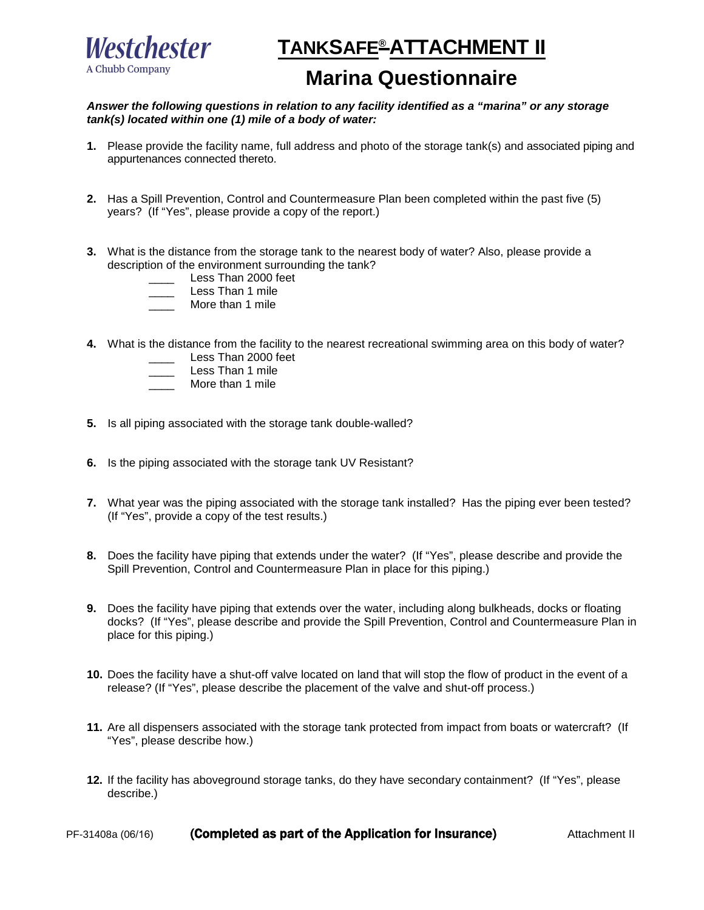Westchester
A Chubb Company

# TANKSAFE® ATTACHMENT II

## Marina Questionnaire

***Answer the following questions in relation to any facility identified as a "marina" or any storage tank(s) located within one (1) mile of a body of water:***

**1.** Please provide the facility name, full address and photo of the storage tank(s) and associated piping and appurtenances connected thereto.

**2.** Has a Spill Prevention, Control and Countermeasure Plan been completed within the past five (5) years? (If "Yes", please provide a copy of the report.)

**3.** What is the distance from the storage tank to the nearest body of water? Also, please provide a description of the environment surrounding the tank?

____ Less Than 2000 feet
____ Less Than 1 mile
____ More than 1 mile

**4.** What is the distance from the facility to the nearest recreational swimming area on this body of water?

____ Less Than 2000 feet
____ Less Than 1 mile
____ More than 1 mile

**5.** Is all piping associated with the storage tank double-walled?

**6.** Is the piping associated with the storage tank UV Resistant?

**7.** What year was the piping associated with the storage tank installed? Has the piping ever been tested? (If "Yes", provide a copy of the test results.)

**8.** Does the facility have piping that extends under the water? (If "Yes", please describe and provide the Spill Prevention, Control and Countermeasure Plan in place for this piping.)

**9.** Does the facility have piping that extends over the water, including along bulkheads, docks or floating docks? (If "Yes", please describe and provide the Spill Prevention, Control and Countermeasure Plan in place for this piping.)

**10.** Does the facility have a shut-off valve located on land that will stop the flow of product in the event of a release? (If "Yes", please describe the placement of the valve and shut-off process.)

**11.** Are all dispensers associated with the storage tank protected from impact from boats or watercraft? (If "Yes", please describe how.)

**12.** If the facility has aboveground storage tanks, do they have secondary containment? (If "Yes", please describe.)

PF-31408a (06/16) **(Completed as part of the Application for Insurance)** Attachment II